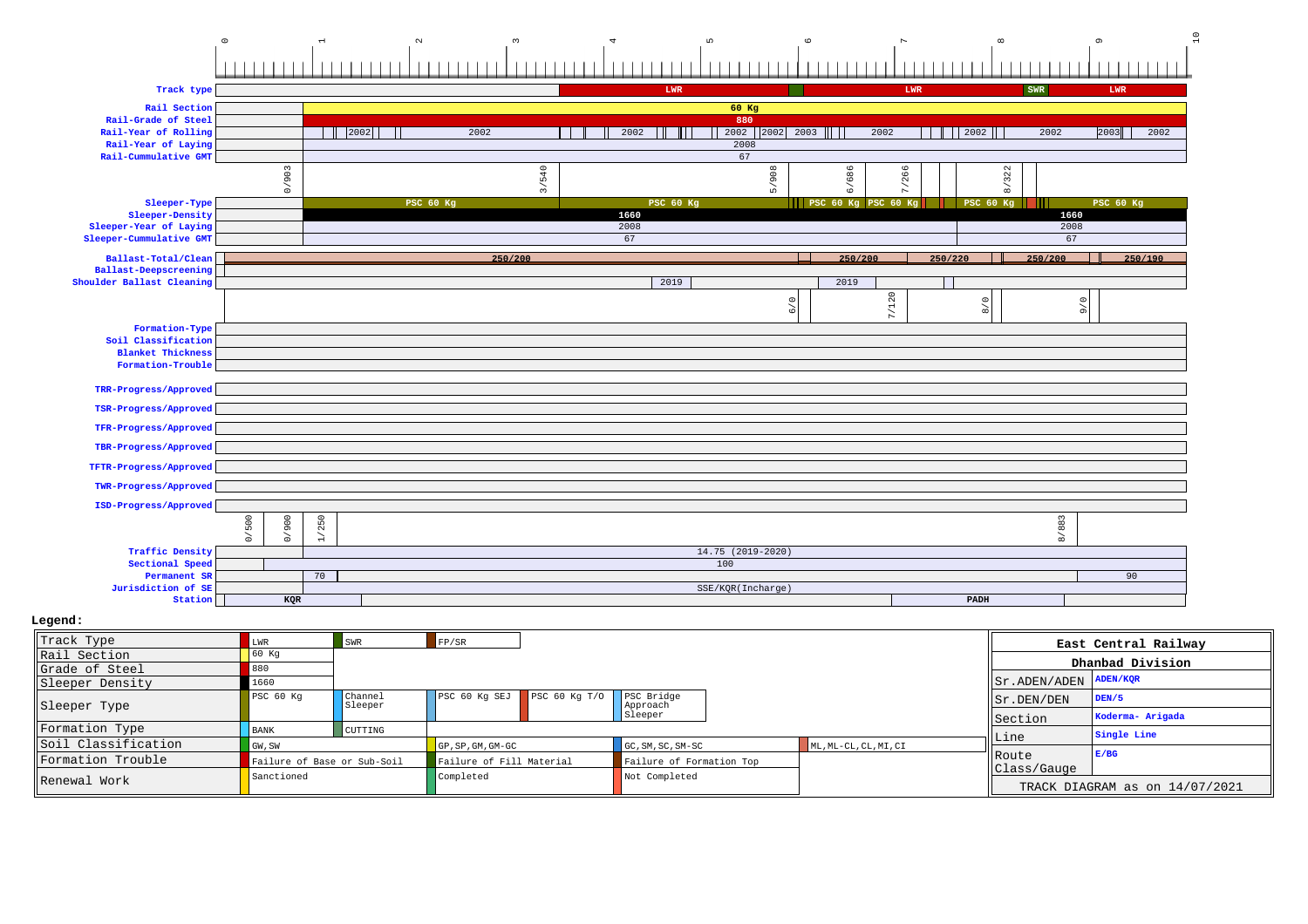| Track type | LWR | LWR | SWR | LWR |
|---|---|---|---|---|
| Rail Section | 60 Kg | | | |
| Rail-Grade of Steel | 880 | | | |
| Rail-Year of Rolling | 2002, 2002, 2002, 2002, 2002, 2003, 2002, 2002, 2002, 2003, 2002 | | | |
| Rail-Year of Laying | 2008 | | | |
| Rail-Cummulative GMT | 67 | | | |

Chainages: 0/903, 3/540, 5/908, 6/686, 7/266, 8/322

| Sleeper-Type | PSC 60 Kg | PSC 60 Kg | PSC 60 Kg | PSC 60 Kg | PSC 60 Kg | PSC 60 Kg |
|---|---|---|---|---|---|---|
| Sleeper-Density | 1660 | | | | | |
| Sleeper-Year of Laying | 2008 | 2008 | | | | |
| Sleeper-Cummulative GMT | 67 | 67 | | | | |

| Ballast-Total/Clean | 250/200 | 250/200 | 250/220 | 250/200 | 250/190 |
|---|---|---|---|---|---|
| Ballast-Deepscreening | | | | | |
| Shoulder Ballast Cleaning | 2019 | 2019 | | | |

Chainages: 6/0, 7/120, 8/0, 9/0

- Formation-Type
- Soil Classification
- Blanket Thickness
- Formation-Trouble
- TRR-Progress/Approved
- TSR-Progress/Approved
- TFR-Progress/Approved
- TBR-Progress/Approved
- TFTR-Progress/Approved
- TWR-Progress/Approved
- ISD-Progress/Approved

Chainages: 0/500, 0/900, 1/250, 8/883

| Traffic Density | 14.75 (2019-2020) | |
|---|---|---|
| Sectional Speed | 100 | |
| Permanent SR | 70 | 90 |
| Jurisdiction of SE | SSE/KQR(Incharge) | |
| Station | KQR | PADH |

**Legend:**

| | | | | | |
|---|---|---|---|---|---|
| Track Type | LWR | SWR | FP/SR | | |
| Rail Section | 60 Kg | | | | |
| Grade of Steel | 880 | | | | |
| Sleeper Density | 1660 | | | | |
| Sleeper Type | PSC 60 Kg | Channel Sleeper | PSC 60 Kg SEJ | PSC 60 Kg T/O | PSC Bridge Approach Sleeper |
| Formation Type | BANK | CUTTING | | | |
| Soil Classification | GW, SW | | GP, SP, GM, GM-GC | GC, SM, SC, SM-SC | ML, ML-CL, CL, MI, CI |
| Formation Trouble | Failure of Base or Sub-Soil | | Failure of Fill Material | Failure of Formation Top | |
| Renewal Work | Sanctioned | | Completed | Not Completed | |

| East Central Railway | |
|---|---|
| Dhanbad Division | |
| Sr.ADEN/ADEN | ADEN/KQR |
| Sr.DEN/DEN | DEN/5 |
| Section | Koderma- Arigada |
| Line | Single Line |
| Route Class/Gauge | E/BG |
| TRACK DIAGRAM as on 14/07/2021 | |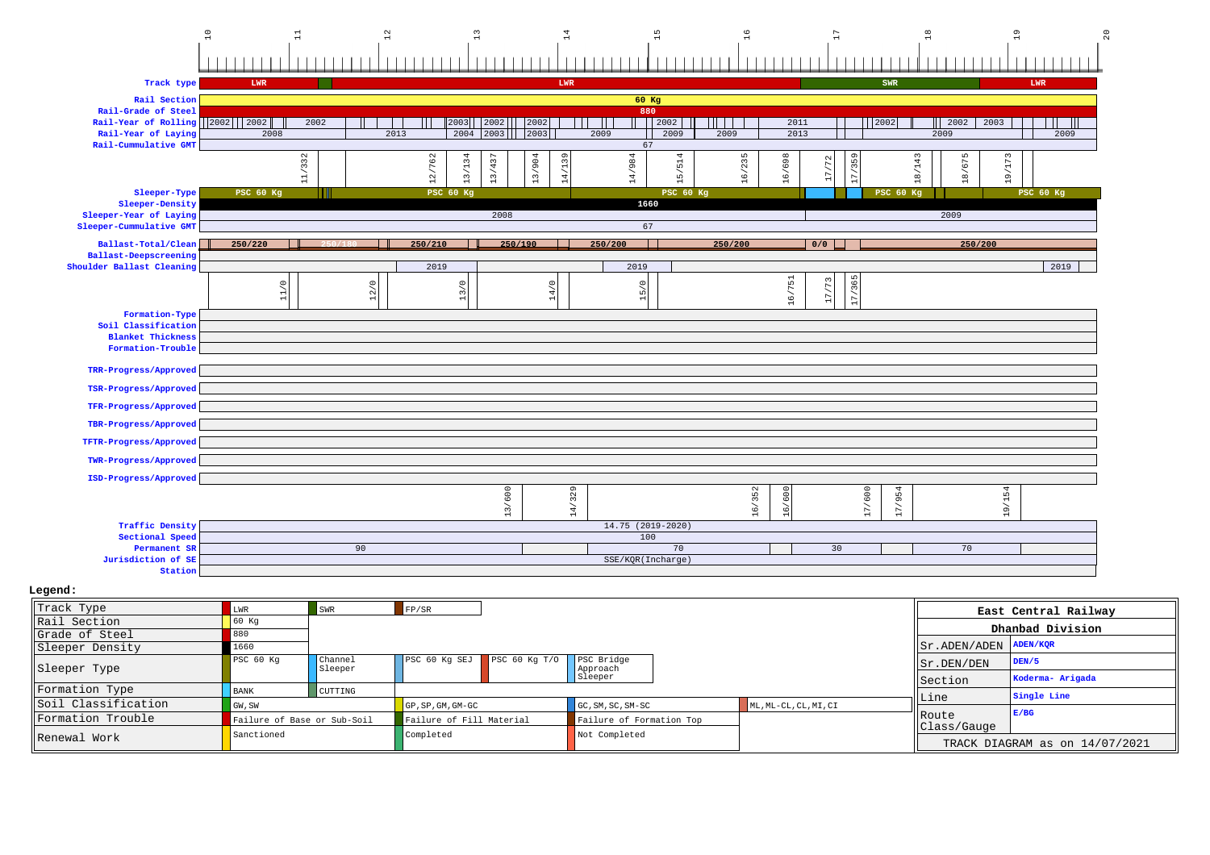| Km | 10 | 11 | 12 | 13 | 14 | 15 | 16 | 17 | 18 | 19 | 20 |
|---|---|---|---|---|---|---|---|---|---|---|---|

| Row | Values |
|---|---|
| Track type | LWR, LWR, SWR, LWR |
| Rail Section | 60 Kg |
| Rail-Grade of Steel | 880 |
| Rail-Year of Rolling | 2002, 2002, 2002, 2003, 2002, 2002, 2002, 2011, 2002, 2002, 2003 |
| Rail-Year of Laying | 2008, 2013, 2004, 2003, 2003, 2009, 2009, 2009, 2013, 2009, 2009 |
| Rail-Cummulative GMT | 67 |
| Chainage | 11/332, 12/762, 13/134, 13/437, 13/904, 14/139, 14/984, 15/514, 16/235, 16/698, 17/72, 17/359, 18/143, 18/675, 19/173 |
| Sleeper-Type | PSC 60 Kg, PSC 60 Kg, PSC 60 Kg, PSC 60 Kg, PSC 60 Kg |
| Sleeper-Density | 1660 |
| Sleeper-Year of Laying | 2008, 2009 |
| Sleeper-Cummulative GMT | 67 |
| Ballast-Total/Clean | 250/220, 250/180, 250/210, 250/190, 250/200, 250/200, 0/0, 250/200 |
| Ballast-Deepscreening | |
| Shoulder Ballast Cleaning | 2019, 2019, 2019 |
| Chainage | 11/0, 12/0, 13/0, 14/0, 15/0, 16/751, 17/73, 17/365 |
| Formation-Type | |
| Soil Classification | |
| Blanket Thickness | |
| Formation-Trouble | |
| TRR-Progress/Approved | |
| TSR-Progress/Approved | |
| TFR-Progress/Approved | |
| TBR-Progress/Approved | |
| TFTR-Progress/Approved | |
| TWR-Progress/Approved | |
| ISD-Progress/Approved | |
| Chainage | 13/600, 14/329, 16/352, 16/600, 17/600, 17/954, 19/154 |
| Traffic Density | 14.75 (2019-2020) |
| Sectional Speed | 100 |
| Permanent SR | 90, 70, 30, 70 |
| Jurisdiction of SE | SSE/KQR(Incharge) |
| Station | |

**Legend:**

| | | | | | |
|---|---|---|---|---|---|
| Track Type | LWR | SWR | FP/SR | | |
| Rail Section | 60 Kg | | | | |
| Grade of Steel | 880 | | | | |
| Sleeper Density | 1660 | | | | |
| Sleeper Type | PSC 60 Kg | Channel Sleeper | PSC 60 Kg SEJ | PSC 60 Kg T/O | PSC Bridge Approach Sleeper |
| Formation Type | BANK | CUTTING | | | |
| Soil Classification | GW, SW | | GP, SP, GM, GM-GC | GC, SM, SC, SM-SC | ML, ML-CL, CL, MI, CI |
| Formation Trouble | Failure of Base or Sub-Soil | | Failure of Fill Material | Failure of Formation Top | |
| Renewal Work | Sanctioned | | Completed | Not Completed | |

| East Central Railway | |
|---|---|
| Dhanbad Division | |
| Sr.ADEN/ADEN | ADEN/KQR |
| Sr.DEN/DEN | DEN/5 |
| Section | Koderma- Arigada |
| Line | Single Line |
| Route Class/Gauge | E/BG |

TRACK DIAGRAM as on 14/07/2021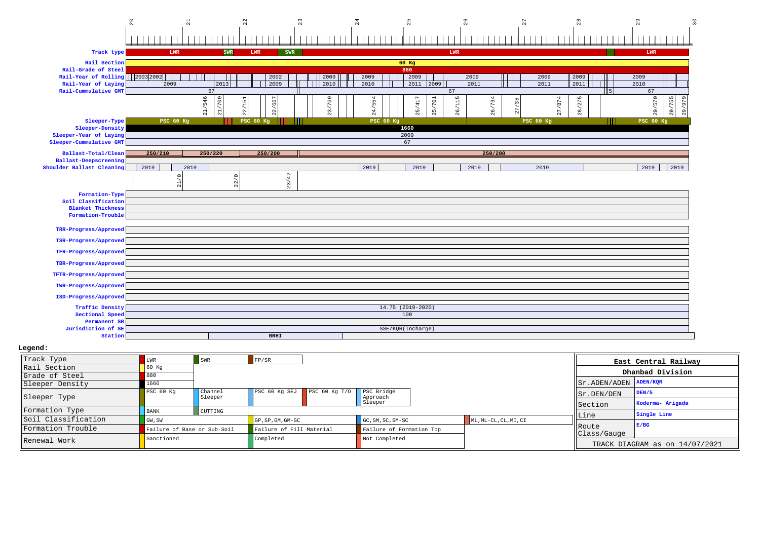| Km | 20 | 21 | 22 | 23 | 24 | 25 | 26 | 27 | 28 | 29 | 30 |
|---|---|---|---|---|---|---|---|---|---|---|---|

**Track type:** LWR | SWR | LWR | SWR | LWR | LWR

**Rail Section:** 60 Kg

**Rail-Grade of Steel:** 880

**Rail-Year of Rolling:** 2003 | 2002 | 2002 | 2009 | 2009 | 2009 | 2009 | 2009 | 2009 | 2009

**Rail-Year of Laying:** 2009 | 2013 | 2009 | 2010 | 2010 | 2011 | 2009 | 2011 | 2011 | 2011 | 2010

**Rail-Cummulative GMT:** 67 | 67 | 5 | 67

21/546, 21/709, 22/151, 22/667, 23/769, 24/554, 25/417, 25/701, 26/115, 26/734, 27/35, 27/874, 28/275, 29/570, 29/755, 29/979

**Sleeper-Type:** PSC 60 Kg | PSC 60 Kg | PSC 60 Kg | PSC 60 Kg | PSC 60 Kg

**Sleeper-Density:** 1660

**Sleeper-Year of Laying:** 2009

**Sleeper-Cummulative GMT:** 67

**Ballast-Total/Clean:** 250/210 | 250/220 | 250/200 | 250/200

**Ballast-Deepscreening:**

**Shoulder Ballast Cleaning:** 2019 | 2019 | 2019 | 2019 | 2019 | 2019 | 2019 | 2019

21/0, 22/0, 23/42

**Formation-Type:**

**Soil Classification:**

**Blanket Thickness:**

**Formation-Trouble:**

**TRR-Progress/Approved:**

**TSR-Progress/Approved:**

**TFR-Progress/Approved:**

**TBR-Progress/Approved:**

**TFTR-Progress/Approved:**

**TWR-Progress/Approved:**

**ISD-Progress/Approved:**

**Traffic Density:** 14.75 (2019-2020)

**Sectional Speed:** 100

**Permanent SR:**

**Jurisdiction of SE:** SSE/KQR(Incharge)

**Station:** BRHI

**Legend:**

| | | | | | |
|---|---|---|---|---|---|
| Track Type | LWR | SWR | FP/SR | | |
| Rail Section | 60 Kg | | | | |
| Grade of Steel | 880 | | | | |
| Sleeper Density | 1660 | | | | |
| Sleeper Type | PSC 60 Kg | Channel Sleeper | PSC 60 Kg SEJ | PSC 60 Kg T/O | PSC Bridge Approach Sleeper |
| Formation Type | BANK | CUTTING | | | |
| Soil Classification | GW, SW | | GP, SP, GM, GM-GC | GC, SM, SC, SM-SC | ML, ML-CL, CL, MI, CI |
| Formation Trouble | Failure of Base or Sub-Soil | | Failure of Fill Material | Failure of Formation Top | |
| Renewal Work | Sanctioned | | Completed | Not Completed | |

| East Central Railway | |
|---|---|
| Dhanbad Division | |
| Sr.ADEN/ADEN | ADEN/KQR |
| Sr.DEN/DEN | DEN/5 |
| Section | Koderma- Arigada |
| Line | Single Line |
| Route Class/Gauge | E/BG |
| TRACK DIAGRAM as on 14/07/2021 | |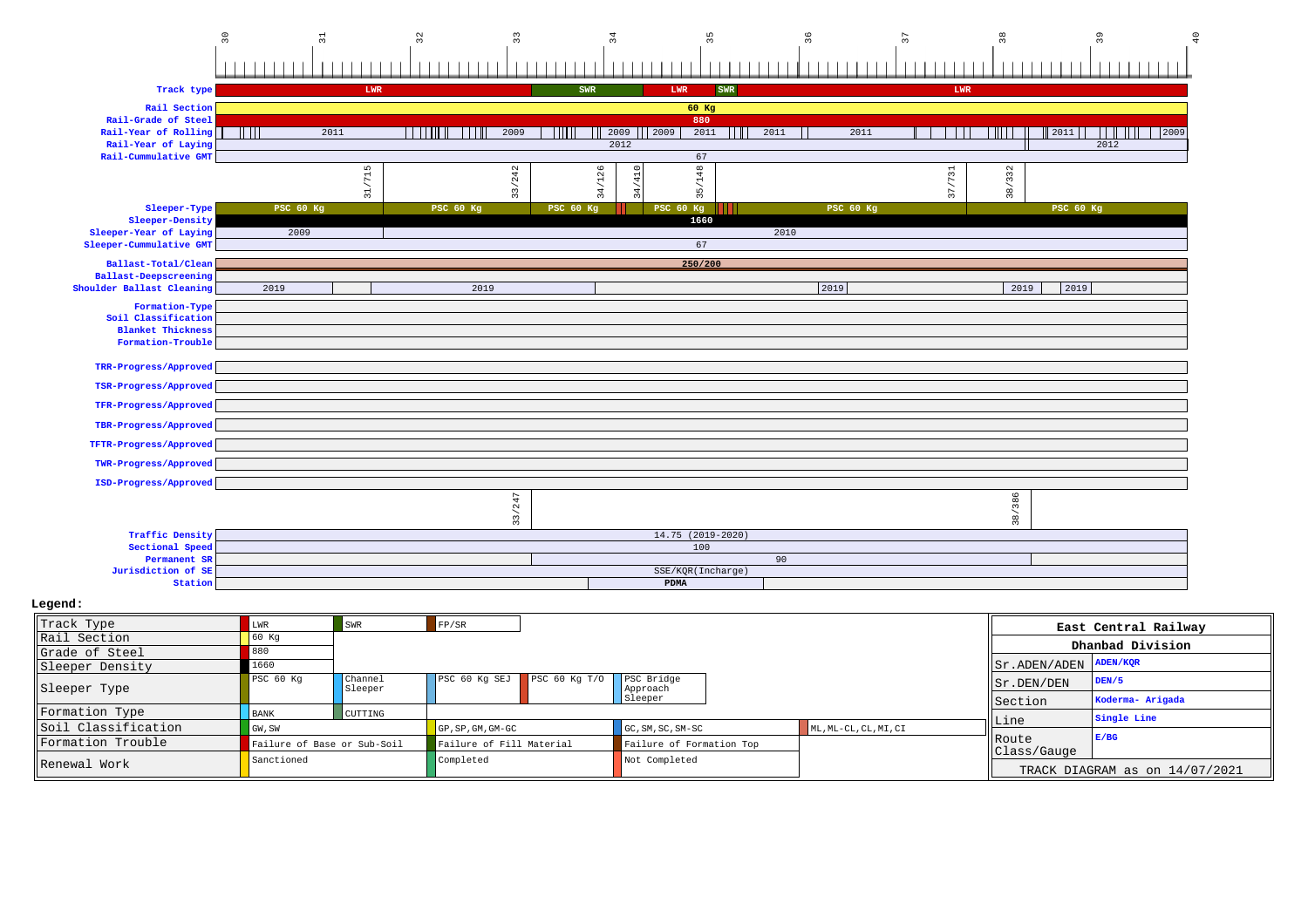| | 30 | 31 | 32 | 33 | 34 | 35 | 36 | 37 | 38 | 39 | 40 |
|---|---|---|---|---|---|---|---|---|---|---|---|

| Parameter | Values |
|---|---|
| Track type | LWR, SWR, LWR, SWR, LWR |
| Rail Section | 60 Kg |
| Rail-Grade of Steel | 880 |
| Rail-Year of Rolling | 2011, 2009, 2009, 2009, 2011, 2011, 2011, 2011, 2009 |
| Rail-Year of Laying | 2012, 2012 |
| Rail-Cummulative GMT | 67 |
| | 31/715, 33/242, 34/126, 34/410, 35/148, 37/731, 38/332 |
| Sleeper-Type | PSC 60 Kg, PSC 60 Kg, PSC 60 Kg, PSC 60 Kg, PSC 60 Kg, PSC 60 Kg |
| Sleeper-Density | 1660 |
| Sleeper-Year of Laying | 2009, 2010 |
| Sleeper-Cummulative GMT | 67 |
| Ballast-Total/Clean | 250/200 |
| Ballast-Deepscreening | |
| Shoulder Ballast Cleaning | 2019, 2019, 2019, 2019, 2019 |
| Formation-Type | |
| Soil Classification | |
| Blanket Thickness | |
| Formation-Trouble | |
| TRR-Progress/Approved | |
| TSR-Progress/Approved | |
| TFR-Progress/Approved | |
| TBR-Progress/Approved | |
| TFTR-Progress/Approved | |
| TWR-Progress/Approved | |
| ISD-Progress/Approved | |
| | 33/247, 38/386 |
| Traffic Density | 14.75 (2019-2020) |
| Sectional Speed | 100 |
| Permanent SR | 90 |
| Jurisdiction of SE | SSE/KQR(Incharge) |
| Station | PDMA |

**Legend:**

| | | | | | |
|---|---|---|---|---|---|
| Track Type | LWR | SWR | FP/SR | | |
| Rail Section | 60 Kg | | | | |
| Grade of Steel | 880 | | | | |
| Sleeper Density | 1660 | | | | |
| Sleeper Type | PSC 60 Kg | Channel Sleeper | PSC 60 Kg SEJ | PSC 60 Kg T/O | PSC Bridge Approach Sleeper |
| Formation Type | BANK | CUTTING | | | |
| Soil Classification | GW, SW | | GP, SP, GM, GM-GC | GC, SM, SC, SM-SC | ML, ML-CL, CL, MI, CI |
| Formation Trouble | Failure of Base or Sub-Soil | | Failure of Fill Material | Failure of Formation Top | |
| Renewal Work | Sanctioned | | Completed | Not Completed | |

| East Central Railway | |
|---|---|
| Dhanbad Division | |
| Sr.ADEN/ADEN | ADEN/KQR |
| Sr.DEN/DEN | DEN/5 |
| Section | Koderma- Arigada |
| Line | Single Line |
| Route Class/Gauge | E/BG |
| TRACK DIAGRAM as on 14/07/2021 | |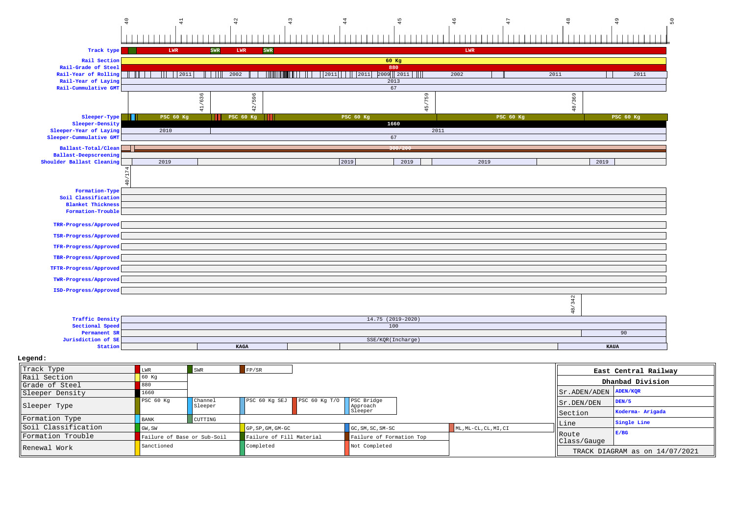Scale (km): 40 | 41 | 42 | 43 | 44 | 45 | 46 | 47 | 48 | 49 | 50

| Parameter | Values |
|---|---|
| Track type | LWR, SWR, LWR, SWR, LWR |
| Rail Section | 60 Kg |
| Rail-Grade of Steel | 880 |
| Rail-Year of Rolling | 2011, 2002, 2011, 2011, 2009, 2011, 2002, 2011, 2011 |
| Rail-Year of Laying | 2013 |
| Rail-Cummulative GMT | 67 |
| (km marks) | 41/636, 42/596, 45/759, 48/369 |
| Sleeper-Type | PSC 60 Kg, PSC 60 Kg, PSC 60 Kg, PSC 60 Kg, PSC 60 Kg |
| Sleeper-Density | 1660 |
| Sleeper-Year of Laying | 2010, 2011 |
| Sleeper-Cummulative GMT | 67 |
| Ballast-Total/Clean | 300/200 |
| Ballast-Deepscreening | |
| Shoulder Ballast Cleaning | 2019, 2019, 2019, 2019, 2019 |
| (km mark) | 40/174 |
| Formation-Type | |
| Soil Classification | |
| Blanket Thickness | |
| Formation-Trouble | |
| TRR-Progress/Approved | |
| TSR-Progress/Approved | |
| TFR-Progress/Approved | |
| TBR-Progress/Approved | |
| TFTR-Progress/Approved | |
| TWR-Progress/Approved | |
| ISD-Progress/Approved | |
| (km mark) | 48/342 |
| Traffic Density | 14.75 (2019-2020) |
| Sectional Speed | 100 |
| Permanent SR | 90 |
| Jurisdiction of SE | SSE/KQR(Incharge) |
| Station | KAGA, KAUA |

**Legend:**

| | | | | | |
|---|---|---|---|---|---|
| Track Type | LWR | SWR | FP/SR | | |
| Rail Section | 60 Kg | | | | |
| Grade of Steel | 880 | | | | |
| Sleeper Density | 1660 | | | | |
| Sleeper Type | PSC 60 Kg | Channel Sleeper | PSC 60 Kg SEJ | PSC 60 Kg T/O | PSC Bridge Approach Sleeper |
| Formation Type | BANK | CUTTING | | | |
| Soil Classification | GW, SW | | GP, SP, GM, GM-GC | GC, SM, SC, SM-SC | ML, ML-CL, CL, MI, CI |
| Formation Trouble | Failure of Base or Sub-Soil | | Failure of Fill Material | Failure of Formation Top | |
| Renewal Work | Sanctioned | | Completed | Not Completed | |

| East Central Railway | |
|---|---|
| Dhanbad Division | |
| Sr.ADEN/ADEN | ADEN/KQR |
| Sr.DEN/DEN | DEN/5 |
| Section | Koderma- Arigada |
| Line | Single Line |
| Route Class/Gauge | E/BG |
| TRACK DIAGRAM as on 14/07/2021 | |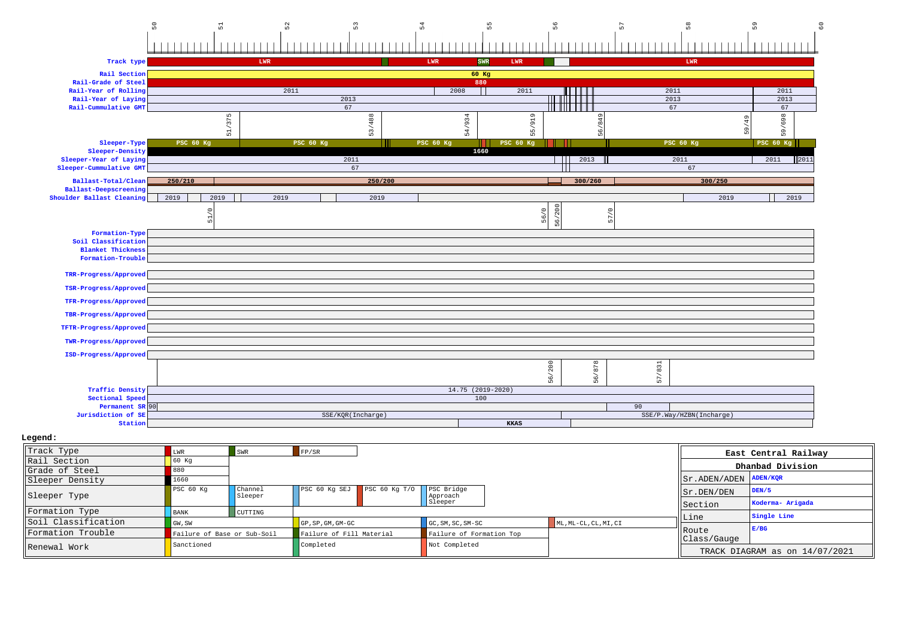Kilometre scale: 50, 51, 52, 53, 54, 55, 56, 57, 58, 59, 60

| Parameter | Values |
|---|---|
| Track type | LWR, LWR, SWR, LWR, LWR |
| Rail Section | 60 Kg |
| Rail-Grade of Steel | 880 |
| Rail-Year of Rolling | 2011, 2008, 2011, 2011, 2011 |
| Rail-Year of Laying | 2013, 2013, 2013 |
| Rail-Cummulative GMT | 67, 67, 67 |
| | 51/375, 53/488, 54/934, 55/919, 56/849, 59/49, 59/698 |
| Sleeper-Type | PSC 60 Kg, PSC 60 Kg, PSC 60 Kg, PSC 60 Kg, PSC 60 Kg, PSC 60 Kg |
| Sleeper-Density | 1660 |
| Sleeper-Year of Laying | 2011, 2013, 2011, 2011, 2011 |
| Sleeper-Cummulative GMT | 67, 67 |
| Ballast-Total/Clean | 250/210, 250/200, 300/260, 300/250 |
| Ballast-Deepscreening | |
| Shoulder Ballast Cleaning | 2019, 2019, 2019, 2019, 2019, 2019 |
| | 51/0, 56/0, 56/200, 57/0 |
| Formation-Type | |
| Soil Classification | |
| Blanket Thickness | |
| Formation-Trouble | |
| TRR-Progress/Approved | |
| TSR-Progress/Approved | |
| TFR-Progress/Approved | |
| TBR-Progress/Approved | |
| TFTR-Progress/Approved | |
| TWR-Progress/Approved | |
| ISD-Progress/Approved | |
| | 56/200, 56/878, 57/831 |
| Traffic Density | 14.75 (2019-2020) |
| Sectional Speed | 100 |
| Permanent SR | 90, 90 |
| Jurisdiction of SE | SSE/KQR(Incharge), SSE/P.Way/HZBN(Incharge) |
| Station | KKAS |

**Legend:**

| | | | | | |
|---|---|---|---|---|---|
| Track Type | LWR | SWR | FP/SR | | |
| Rail Section | 60 Kg | | | | |
| Grade of Steel | 880 | | | | |
| Sleeper Density | 1660 | | | | |
| Sleeper Type | PSC 60 Kg | Channel Sleeper | PSC 60 Kg SEJ | PSC 60 Kg T/O | PSC Bridge Approach Sleeper |
| Formation Type | BANK | CUTTING | | | |
| Soil Classification | GW, SW | | GP, SP, GM, GM-GC | GC, SM, SC, SM-SC | ML, ML-CL, CL, MI, CI |
| Formation Trouble | Failure of Base or Sub-Soil | | Failure of Fill Material | Failure of Formation Top | |
| Renewal Work | Sanctioned | | Completed | Not Completed | |

| East Central Railway | |
|---|---|
| Dhanbad Division | |
| Sr.ADEN/ADEN | ADEN/KQR |
| Sr.DEN/DEN | DEN/5 |
| Section | Koderma- Arigada |
| Line | Single Line |
| Route Class/Gauge | E/BG |
| TRACK DIAGRAM as on 14/07/2021 | |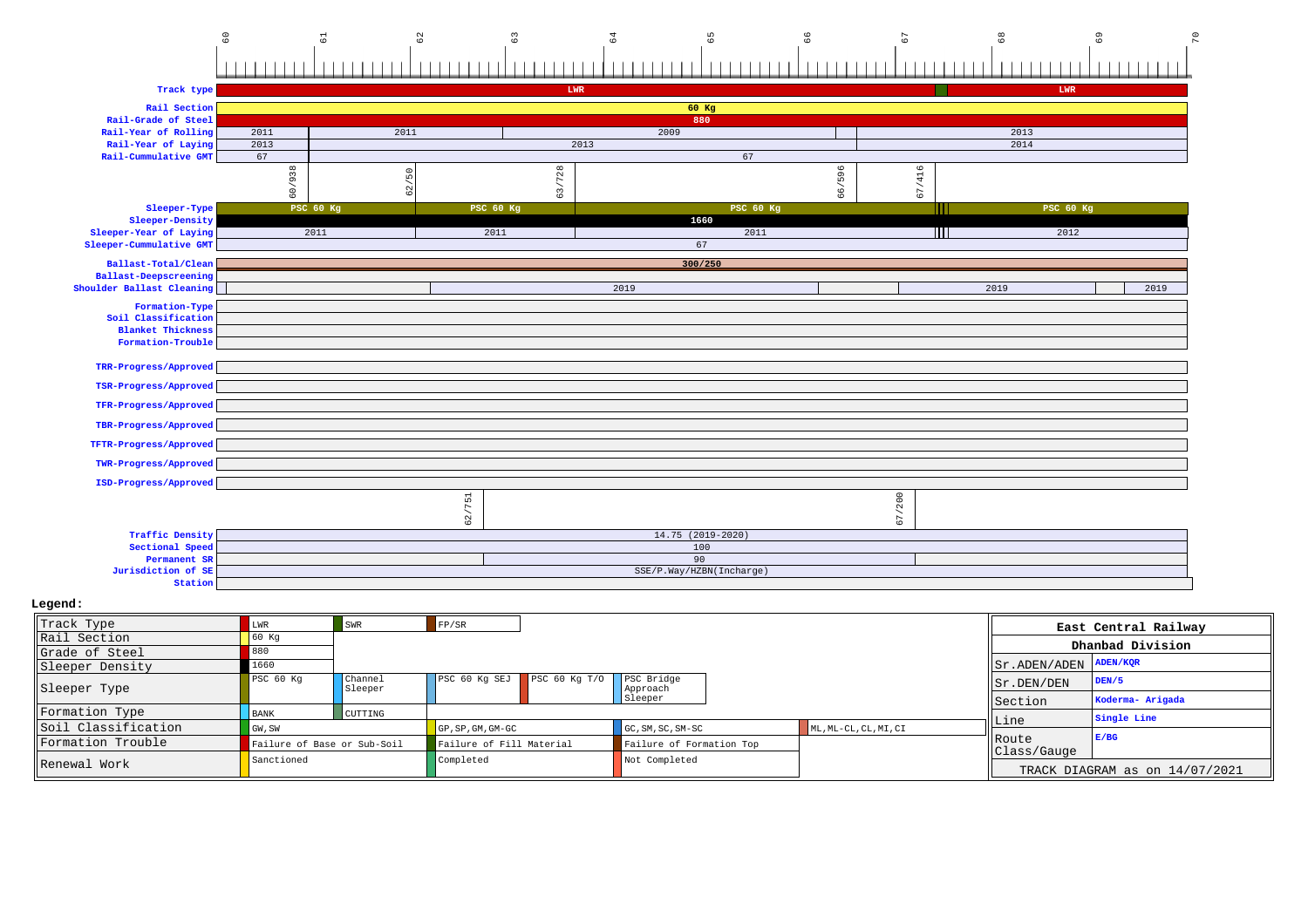| Km | 60 | 61 | 62 | 63 | 64 | 65 | 66 | 67 | 68 | 69 | 70 |
|---|---|---|---|---|---|---|---|---|---|---|---|

| Parameter | Value |
|---|---|
| Track type | LWR / LWR |
| Rail Section | 60 Kg |
| Rail-Grade of Steel | 880 |
| Rail-Year of Rolling | 2011 / 2011 / 2009 / 2013 |
| Rail-Year of Laying | 2013 / 2013 / 2014 |
| Rail-Cummulative GMT | 67 / 67 |
| Chainage marks | 60/938, 62/50, 63/728, 66/596, 67/416 |
| Sleeper-Type | PSC 60 Kg / PSC 60 Kg / PSC 60 Kg / PSC 60 Kg |
| Sleeper-Density | 1660 |
| Sleeper-Year of Laying | 2011 / 2011 / 2011 / 2012 |
| Sleeper-Cummulative GMT | 67 |
| Ballast-Total/Clean | 300/250 |
| Ballast-Deepscreening | |
| Shoulder Ballast Cleaning | 2019 / 2019 / 2019 |
| Formation-Type | |
| Soil Classification | |
| Blanket Thickness | |
| Formation-Trouble | |
| TRR-Progress/Approved | |
| TSR-Progress/Approved | |
| TFR-Progress/Approved | |
| TBR-Progress/Approved | |
| TFTR-Progress/Approved | |
| TWR-Progress/Approved | |
| ISD-Progress/Approved | |
| Chainage marks | 62/751, 67/200 |
| Traffic Density | 14.75 (2019-2020) |
| Sectional Speed | 100 |
| Permanent SR | 90 |
| Jurisdiction of SE | SSE/P.Way/HZBN(Incharge) |
| Station | |

**Legend:**

| | | | | | |
|---|---|---|---|---|---|
| Track Type | LWR | SWR | FP/SR | | |
| Rail Section | 60 Kg | | | | |
| Grade of Steel | 880 | | | | |
| Sleeper Density | 1660 | | | | |
| Sleeper Type | PSC 60 Kg | Channel Sleeper | PSC 60 Kg SEJ | PSC 60 Kg T/O | PSC Bridge Approach Sleeper |
| Formation Type | BANK | CUTTING | | | |
| Soil Classification | GW, SW | | GP, SP, GM, GM-GC | GC, SM, SC, SM-SC | ML, ML-CL, CL, MI, CI |
| Formation Trouble | Failure of Base or Sub-Soil | | Failure of Fill Material | Failure of Formation Top | |
| Renewal Work | Sanctioned | | Completed | Not Completed | |

| East Central Railway | |
|---|---|
| Dhanbad Division | |
| Sr.ADEN/ADEN | ADEN/KQR |
| Sr.DEN/DEN | DEN/5 |
| Section | Koderma- Arigada |
| Line | Single Line |
| Route Class/Gauge | E/BG |
| TRACK DIAGRAM as on 14/07/2021 | |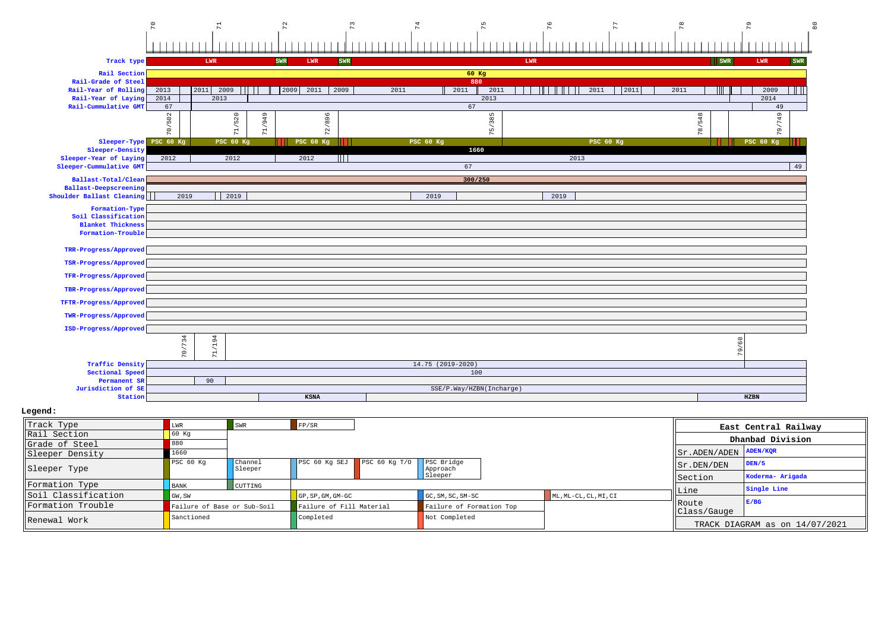Chainage (km): 70 | 71 | 72 | 73 | 74 | 75 | 76 | 77 | 78 | 79 | 80

| Parameter | Values |
|---|---|
| Track type | LWR, SWR, LWR, SWR, LWR, SWR, LWR, SWR |
| Rail Section | 60 Kg |
| Rail-Grade of Steel | 880 |
| Rail-Year of Rolling | 2013, 2011, 2009, 2009, 2011, 2009, 2011, 2011, 2011, 2011, 2011, 2011, 2009 |
| Rail-Year of Laying | 2014, 2013, 2013, 2014 |
| Rail-Cummulative GMT | 67, 67, 49 |
| (Chainage marks) | 70/502, 71/520, 71/949, 72/896, 75/385, 78/548, 79/749 |
| Sleeper-Type | PSC 60 Kg, PSC 60 Kg, PSC 60 Kg, PSC 60 Kg, PSC 60 Kg, PSC 60 Kg |
| Sleeper-Density | 1660 |
| Sleeper-Year of Laying | 2012, 2012, 2012, 2013 |
| Sleeper-Cummulative GMT | 67, 49 |
| Ballast-Total/Clean | 300/250 |
| Ballast-Deepscreening | |
| Shoulder Ballast Cleaning | 2019, 2019, 2019, 2019 |
| Formation-Type | |
| Soil Classification | |
| Blanket Thickness | |
| Formation-Trouble | |
| TRR-Progress/Approved | |
| TSR-Progress/Approved | |
| TFR-Progress/Approved | |
| TBR-Progress/Approved | |
| TFTR-Progress/Approved | |
| TWR-Progress/Approved | |
| ISD-Progress/Approved | |
| (Chainage marks) | 70/734, 71/194, 79/60 |
| Traffic Density | 14.75 (2019-2020) |
| Sectional Speed | 100 |
| Permanent SR | 90 |
| Jurisdiction of SE | SSE/P.Way/HZBN(Incharge) |
| Station | KSNA, HZBN |

**Legend:**

| Item | | | | | |
|---|---|---|---|---|---|
| Track Type | LWR | SWR | FP/SR | | |
| Rail Section | 60 Kg | | | | |
| Grade of Steel | 880 | | | | |
| Sleeper Density | 1660 | | | | |
| Sleeper Type | PSC 60 Kg | Channel Sleeper | PSC 60 Kg SEJ | PSC 60 Kg T/O | PSC Bridge Approach Sleeper |
| Formation Type | BANK | CUTTING | | | |
| Soil Classification | GW,SW | | GP,SP,GM,GM-GC | GC,SM,SC,SM-SC | ML,ML-CL,CL,MI,CI |
| Formation Trouble | Failure of Base or Sub-Soil | | Failure of Fill Material | Failure of Formation Top | |
| Renewal Work | Sanctioned | | Completed | Not Completed | |

| East Central Railway | |
|---|---|
| Dhanbad Division | |
| Sr.ADEN/ADEN | ADEN/KQR |
| Sr.DEN/DEN | DEN/5 |
| Section | Koderma- Arigada |
| Line | Single Line |
| Route Class/Gauge | E/BG |
| TRACK DIAGRAM as on 14/07/2021 | |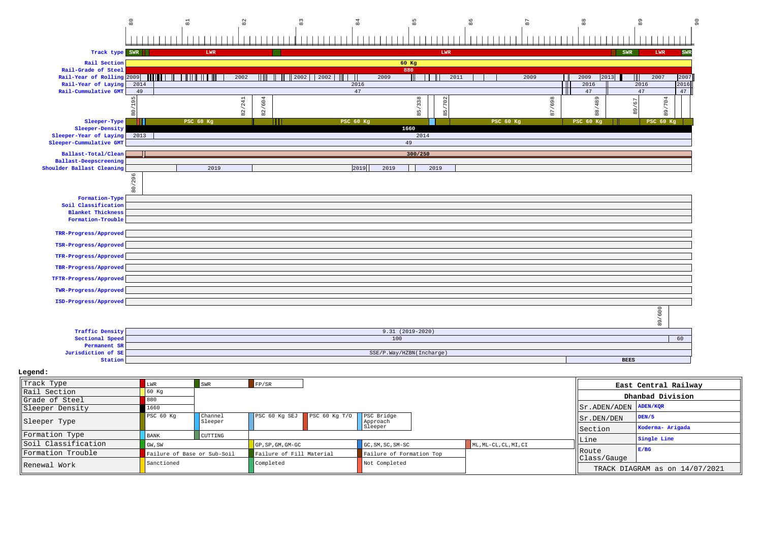| | 80 | 81 | 82 | 83 | 84 | 85 | 86 | 87 | 88 | 89 | 90 |
|---|---|---|---|---|---|---|---|---|---|---|---|

| Parameter | Values |
|---|---|
| Track type | SWR, LWR, LWR, SWR, LWR, SWR |
| Rail Section | 60 Kg |
| Rail-Grade of Steel | 880 |
| Rail-Year of Rolling | 2009, 2002, 2002, 2002, 2009, 2011, 2009, 2009, 2013, 2007, 2007 |
| Rail-Year of Laying | 2014, 2016, 2016, 2016, 2016 |
| Rail-Cummulative GMT | 49, 47, 47, 47, 47 |
| Chainage markers | 80/195, 82/241, 82/604, 85/338, 85/702, 87/698, 88/489, 89/67, 89/704 |
| Sleeper-Type | PSC 60 Kg, PSC 60 Kg, PSC 60 Kg, PSC 60 Kg, PSC 60 Kg |
| Sleeper-Density | 1660 |
| Sleeper-Year of Laying | 2013, 2014 |
| Sleeper-Cummulative GMT | 49 |
| Ballast-Total/Clean | 300/250 |
| Ballast-Deepscreening | |
| Shoulder Ballast Cleaning | 2019, 2019, 2019, 2019 |
| Chainage marker | 80/296 |
| Formation-Type | |
| Soil Classification | |
| Blanket Thickness | |
| Formation-Trouble | |
| TRR-Progress/Approved | |
| TSR-Progress/Approved | |
| TFR-Progress/Approved | |
| TBR-Progress/Approved | |
| TFTR-Progress/Approved | |
| TWR-Progress/Approved | |
| ISD-Progress/Approved | |
| Chainage marker | 89/600 |
| Traffic Density | 9.31 (2019-2020) |
| Sectional Speed | 100, 60 |
| Permanent SR | |
| Jurisdiction of SE | SSE/P.Way/HZBN(Incharge) |
| Station | BEES |

**Legend:**

| | | | | | |
|---|---|---|---|---|---|
| Track Type | LWR | SWR | FP/SR | | |
| Rail Section | 60 Kg | | | | |
| Grade of Steel | 880 | | | | |
| Sleeper Density | 1660 | | | | |
| Sleeper Type | PSC 60 Kg | Channel Sleeper | PSC 60 Kg SEJ | PSC 60 Kg T/O | PSC Bridge Approach Sleeper |
| Formation Type | BANK | CUTTING | | | |
| Soil Classification | GW, SW | | GP, SP, GM, GM-GC | GC, SM, SC, SM-SC | ML, ML-CL, CL, MI, CI |
| Formation Trouble | Failure of Base or Sub-Soil | | Failure of Fill Material | Failure of Formation Top | |
| Renewal Work | Sanctioned | | Completed | Not Completed | |

| East Central Railway | |
|---|---|
| Dhanbad Division | |
| Sr.ADEN/ADEN | ADEN/KQR |
| Sr.DEN/DEN | DEN/5 |
| Section | Koderma- Arigada |
| Line | Single Line |
| Route Class/Gauge | E/BG |
| TRACK DIAGRAM as on 14/07/2021 | |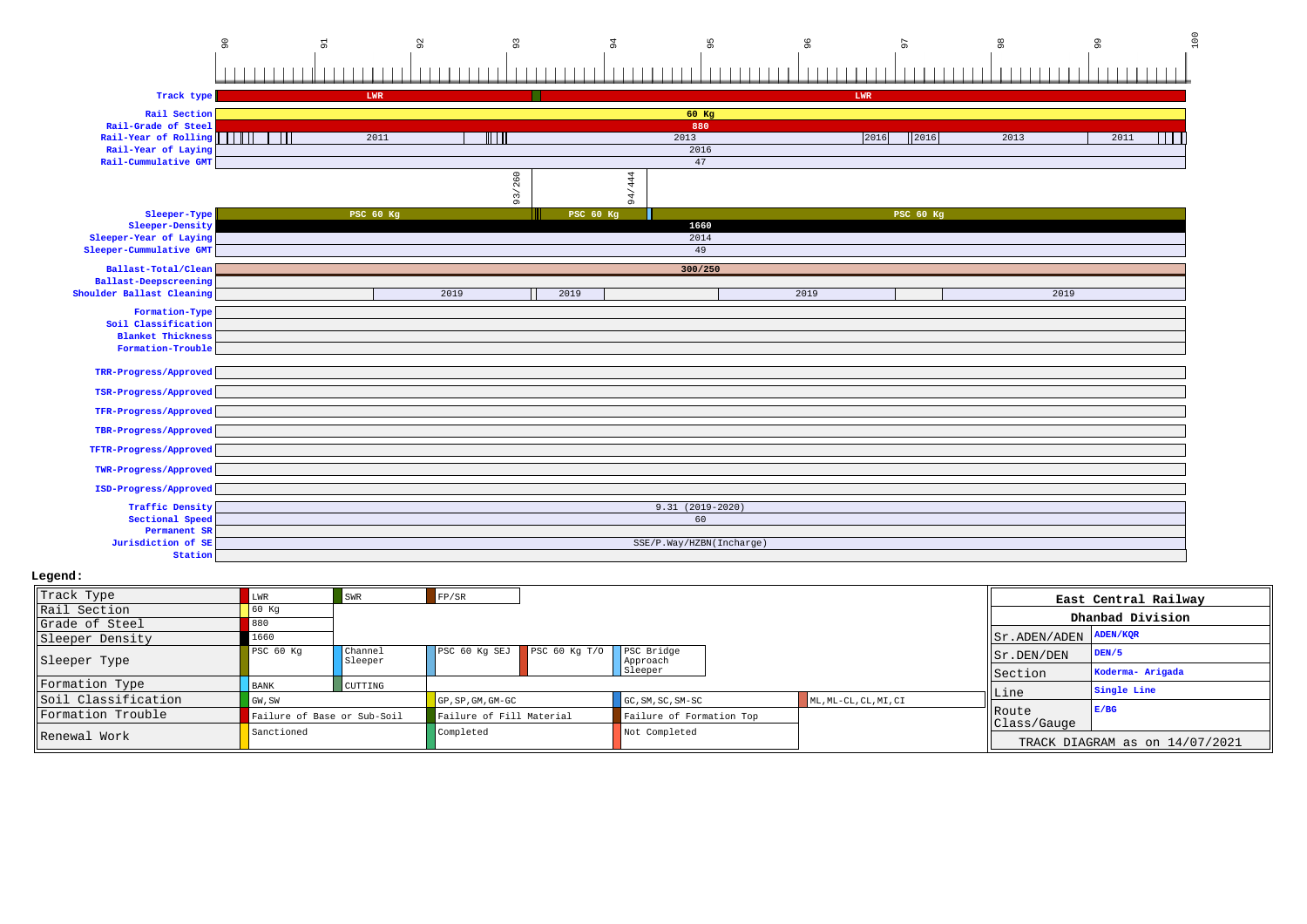**Track diagram (Km 90 to 100)**

| Parameter | Value |
|---|---|
| Track type | LWR (90–93.25), LWR (93.35–100) |
| Rail Section | 60 Kg |
| Rail-Grade of Steel | 880 |
| Rail-Year of Rolling | 2011, 2013, 2016, 2016, 2013, 2011 |
| Rail-Year of Laying | 2016 |
| Rail-Cummulative GMT | 47 |
| Bridges | 93/260, 94/444 |
| Sleeper-Type | PSC 60 Kg, PSC 60 Kg, PSC 60 Kg |
| Sleeper-Density | 1660 |
| Sleeper-Year of Laying | 2014 |
| Sleeper-Cummulative GMT | 49 |
| Ballast-Total/Clean | 300/250 |
| Ballast-Deepscreening | |
| Shoulder Ballast Cleaning | 2019, 2019, 2019, 2019 |
| Formation-Type | |
| Soil Classification | |
| Blanket Thickness | |
| Formation-Trouble | |
| TRR-Progress/Approved | |
| TSR-Progress/Approved | |
| TFR-Progress/Approved | |
| TBR-Progress/Approved | |
| TFTR-Progress/Approved | |
| TWR-Progress/Approved | |
| ISD-Progress/Approved | |
| Traffic Density | 9.31 (2019-2020) |
| Sectional Speed | 60 |
| Permanent SR | |
| Jurisdiction of SE | SSE/P.Way/HZBN(Incharge) |
| Station | |

**Legend:**

| | | | | | |
|---|---|---|---|---|---|
| Track Type | LWR | SWR | FP/SR | | |
| Rail Section | 60 Kg | | | | |
| Grade of Steel | 880 | | | | |
| Sleeper Density | 1660 | | | | |
| Sleeper Type | PSC 60 Kg | Channel Sleeper | PSC 60 Kg SEJ | PSC 60 Kg T/O | PSC Bridge Approach Sleeper |
| Formation Type | BANK | CUTTING | | | |
| Soil Classification | GW, SW | GP, SP, GM, GM-GC | GC, SM, SC, SM-SC | ML, ML-CL, CL, MI, CI | |
| Formation Trouble | Failure of Base or Sub-Soil | Failure of Fill Material | Failure of Formation Top | | |
| Renewal Work | Sanctioned | Completed | Not Completed | | |

| East Central Railway | |
|---|---|
| Dhanbad Division | |
| Sr.ADEN/ADEN | ADEN/KQR |
| Sr.DEN/DEN | DEN/5 |
| Section | Koderma- Arigada |
| Line | Single Line |
| Route Class/Gauge | E/BG |
| TRACK DIAGRAM as on 14/07/2021 | |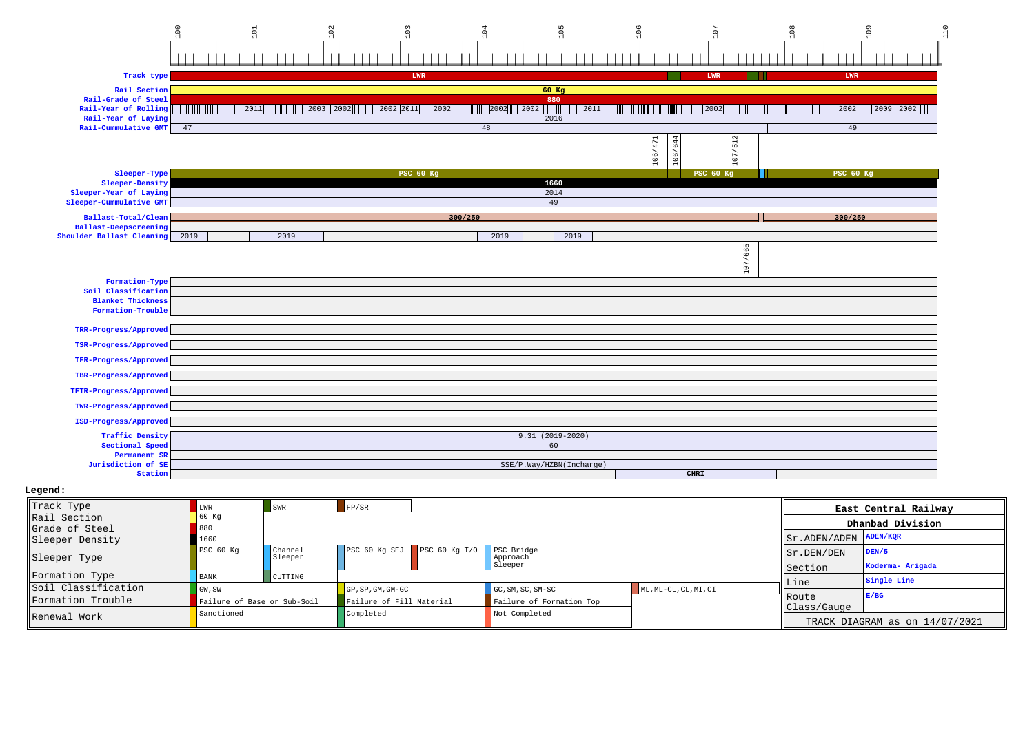| 100 | 101 | 102 | 103 | 104 | 105 | 106 | 107 | 108 | 109 | 110 |
|---|---|---|---|---|---|---|---|---|---|---|

| Parameter | Value |
|---|---|
| Track type | LWR / LWR / LWR |
| Rail Section | 60 Kg |
| Rail-Grade of Steel | 880 |
| Rail-Year of Rolling | 2011, 2003, 2002, 2002, 2011, 2002, 2002, 2002, 2011, 2002, 2002, 2009, 2002 |
| Rail-Year of Laying | 2016 |
| Rail-Cummulative GMT | 47 / 48 / 49 |
| | 106/471, 106/644, 107/512 |
| Sleeper-Type | PSC 60 Kg / PSC 60 Kg / PSC 60 Kg |
| Sleeper-Density | 1660 |
| Sleeper-Year of Laying | 2014 |
| Sleeper-Cummulative GMT | 49 |
| Ballast-Total/Clean | 300/250 / 300/250 |
| Ballast-Deepscreening | |
| Shoulder Ballast Cleaning | 2019, 2019, 2019, 2019 |
| | 107/665 |
| Formation-Type | |
| Soil Classification | |
| Blanket Thickness | |
| Formation-Trouble | |
| TRR-Progress/Approved | |
| TSR-Progress/Approved | |
| TFR-Progress/Approved | |
| TBR-Progress/Approved | |
| TFTR-Progress/Approved | |
| TWR-Progress/Approved | |
| ISD-Progress/Approved | |
| Traffic Density | 9.31 (2019-2020) |
| Sectional Speed | 60 |
| Permanent SR | |
| Jurisdiction of SE | SSE/P.Way/HZBN(Incharge) |
| Station | CHRI |

**Legend:**

| | | | | | |
|---|---|---|---|---|---|
| Track Type | LWR | SWR | FP/SR | | |
| Rail Section | 60 Kg | | | | |
| Grade of Steel | 880 | | | | |
| Sleeper Density | 1660 | | | | |
| Sleeper Type | PSC 60 Kg | Channel Sleeper | PSC 60 Kg SEJ | PSC 60 Kg T/O | PSC Bridge Approach Sleeper |
| Formation Type | BANK | CUTTING | | | |
| Soil Classification | GW, SW | | GP, SP, GM, GM-GC | GC, SM, SC, SM-SC | ML, ML-CL, CL, MI, CI |
| Formation Trouble | Failure of Base or Sub-Soil | | Failure of Fill Material | Failure of Formation Top | |
| Renewal Work | Sanctioned | | Completed | Not Completed | |

| East Central Railway | |
|---|---|
| Dhanbad Division | |
| Sr.ADEN/ADEN | ADEN/KQR |
| Sr.DEN/DEN | DEN/5 |
| Section | Koderma- Arigada |
| Line | Single Line |
| Route Class/Gauge | E/BG |
| TRACK DIAGRAM as on 14/07/2021 | |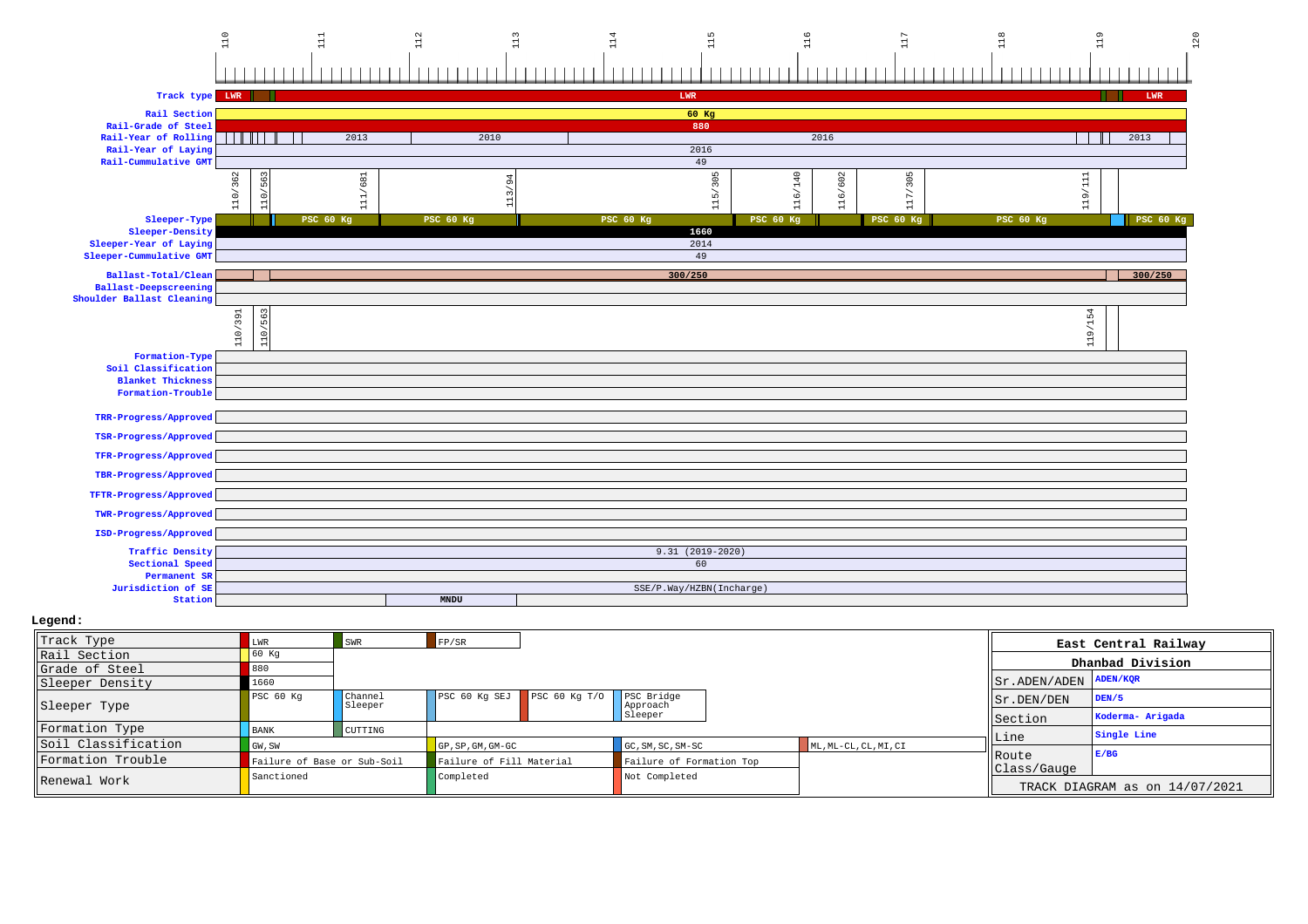110 111 112 113 114 115 116 117 118 119 120

| Parameter | Value |
|---|---|
| Track type | LWR / LWR / LWR |
| Rail Section | 60 Kg |
| Rail-Grade of Steel | 880 |
| Rail-Year of Rolling | 2013 / 2010 / 2016 / 2013 |
| Rail-Year of Laying | 2016 |
| Rail-Cummulative GMT | 49 |
| (Km marks) | 110/362, 110/563, 111/681, 113/94, 115/305, 116/140, 116/602, 117/305, 119/111 |
| Sleeper-Type | PSC 60 Kg / PSC 60 Kg / PSC 60 Kg / PSC 60 Kg / PSC 60 Kg / PSC 60 Kg / PSC 60 Kg |
| Sleeper-Density | 1660 |
| Sleeper-Year of Laying | 2014 |
| Sleeper-Cummulative GMT | 49 |
| Ballast-Total/Clean | 300/250 / 300/250 |
| Ballast-Deepscreening | |
| Shoulder Ballast Cleaning | |
| (Km marks) | 110/391, 110/563, 119/154 |
| Formation-Type | |
| Soil Classification | |
| Blanket Thickness | |
| Formation-Trouble | |
| TRR-Progress/Approved | |
| TSR-Progress/Approved | |
| TFR-Progress/Approved | |
| TBR-Progress/Approved | |
| TFTR-Progress/Approved | |
| TWR-Progress/Approved | |
| ISD-Progress/Approved | |
| Traffic Density | 9.31 (2019-2020) |
| Sectional Speed | 60 |
| Permanent SR | |
| Jurisdiction of SE | SSE/P.Way/HZBN(Incharge) |
| Station | MNDU |

**Legend:**

| | | | | | |
|---|---|---|---|---|---|
| Track Type | LWR | SWR | FP/SR | | |
| Rail Section | 60 Kg | | | | |
| Grade of Steel | 880 | | | | |
| Sleeper Density | 1660 | | | | |
| Sleeper Type | PSC 60 Kg | Channel Sleeper | PSC 60 Kg SEJ | PSC 60 Kg T/O | PSC Bridge Approach Sleeper |
| Formation Type | BANK | CUTTING | | | |
| Soil Classification | GW, SW | GP, SP, GM, GM-GC | GC, SM, SC, SM-SC | ML, ML-CL, CL, MI, CI | |
| Formation Trouble | Failure of Base or Sub-Soil | Failure of Fill Material | Failure of Formation Top | | |
| Renewal Work | Sanctioned | Completed | Not Completed | | |

| East Central Railway | |
|---|---|
| Dhanbad Division | |
| Sr.ADEN/ADEN | ADEN/KQR |
| Sr.DEN/DEN | DEN/5 |
| Section | Koderma- Arigada |
| Line | Single Line |
| Route Class/Gauge | E/BG |
| TRACK DIAGRAM as on 14/07/2021 | |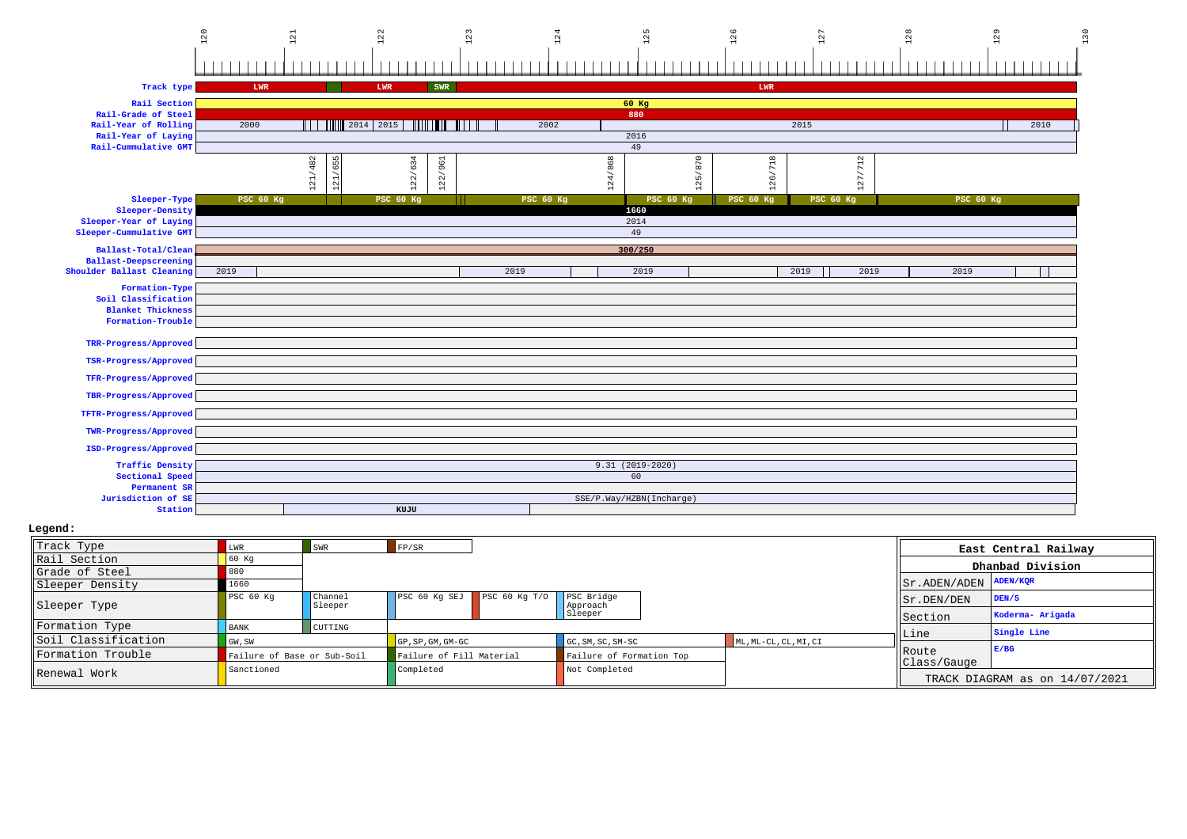| km | 120 | 121 | 122 | 123 | 124 | 125 | 126 | 127 | 128 | 129 | 130 |
|---|---|---|---|---|---|---|---|---|---|---|---|

| Parameter | Value |
|---|---|
| Track type | LWR / SWR / LWR / SWR / LWR |
| Rail Section | 60 Kg |
| Rail-Grade of Steel | 880 |
| Rail-Year of Rolling | 2000, 2014, 2015, 2002, 2015, 2010 |
| Rail-Year of Laying | 2016 |
| Rail-Cummulative GMT | 49 |
| Bridges | 121/482, 121/655, 122/634, 122/961, 124/868, 125/870, 126/718, 127/712 |
| Sleeper-Type | PSC 60 Kg |
| Sleeper-Density | 1660 |
| Sleeper-Year of Laying | 2014 |
| Sleeper-Cummulative GMT | 49 |
| Ballast-Total/Clean | 300/250 |
| Ballast-Deepscreening | |
| Shoulder Ballast Cleaning | 2019, 2019, 2019, 2019, 2019, 2019 |
| Formation-Type | |
| Soil Classification | |
| Blanket Thickness | |
| Formation-Trouble | |
| TRR-Progress/Approved | |
| TSR-Progress/Approved | |
| TFR-Progress/Approved | |
| TBR-Progress/Approved | |
| TFTR-Progress/Approved | |
| TWR-Progress/Approved | |
| ISD-Progress/Approved | |
| Traffic Density | 9.31 (2019-2020) |
| Sectional Speed | 60 |
| Permanent SR | |
| Jurisdiction of SE | SSE/P.Way/HZBN(Incharge) |
| Station | KUJU |

**Legend:**

| | | | | | |
|---|---|---|---|---|---|
| Track Type | LWR | SWR | FP/SR | | |
| Rail Section | 60 Kg | | | | |
| Grade of Steel | 880 | | | | |
| Sleeper Density | 1660 | | | | |
| Sleeper Type | PSC 60 Kg | Channel Sleeper | PSC 60 Kg SEJ | PSC 60 Kg T/O | PSC Bridge Approach Sleeper |
| Formation Type | BANK | CUTTING | | | |
| Soil Classification | GW, SW | | GP, SP, GM, GM-GC | GC, SM, SC, SM-SC | ML, ML-CL, CL, MI, CI |
| Formation Trouble | Failure of Base or Sub-Soil | | Failure of Fill Material | Failure of Formation Top | |
| Renewal Work | Sanctioned | | Completed | Not Completed | |

| East Central Railway | |
|---|---|
| Dhanbad Division | |
| Sr.ADEN/ADEN | ADEN/KQR |
| Sr.DEN/DEN | DEN/5 |
| Section | Koderma- Arigada |
| Line | Single Line |
| Route Class/Gauge | E/BG |
| TRACK DIAGRAM as on 14/07/2021 | |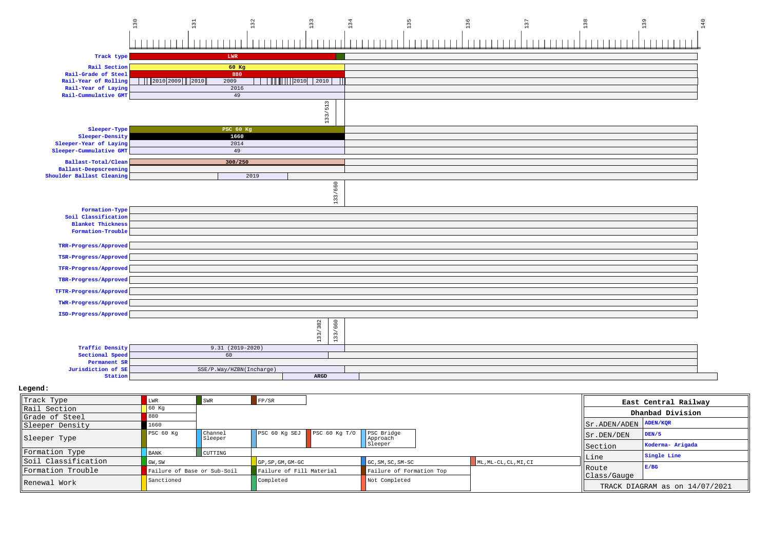130 131 132 133 134 135 136 137 138 139 140

**Track type** LWR

**Rail Section** 60 Kg

**Rail-Grade of Steel** 880

**Rail-Year of Rolling** 2010 2009 2010 2009 2010 2010

**Rail-Year of Laying** 2016

**Rail-Cummulative GMT** 49

133/513

**Sleeper-Type** PSC 60 Kg

**Sleeper-Density** 1660

**Sleeper-Year of Laying** 2014

**Sleeper-Cummulative GMT** 49

**Ballast-Total/Clean** 300/250

**Ballast-Deepscreening**

**Shoulder Ballast Cleaning** 2019

133/660

**Formation-Type**

**Soil Classification**

**Blanket Thickness**

**Formation-Trouble**

**TRR-Progress/Approved**

**TSR-Progress/Approved**

**TFR-Progress/Approved**

**TBR-Progress/Approved**

**TFTR-Progress/Approved**

**TWR-Progress/Approved**

**ISD-Progress/Approved**

133/382 133/660

**Traffic Density** 9.31 (2019-2020)

**Sectional Speed** 60

**Permanent SR**

**Jurisdiction of SE** SSE/P.Way/HZBN(Incharge)

**Station** ARGD

**Legend:**

| | | | | | |
|---|---|---|---|---|---|
| Track Type | LWR | SWR | FP/SR | | |
| Rail Section | 60 Kg | | | | |
| Grade of Steel | 880 | | | | |
| Sleeper Density | 1660 | | | | |
| Sleeper Type | PSC 60 Kg | Channel Sleeper | PSC 60 Kg SEJ | PSC 60 Kg T/O | PSC Bridge Approach Sleeper |
| Formation Type | BANK | CUTTING | | | |
| Soil Classification | GW, SW | | GP, SP, GM, GM-GC | GC, SM, SC, SM-SC | ML, ML-CL, CL, MI, CI |
| Formation Trouble | Failure of Base or Sub-Soil | | Failure of Fill Material | Failure of Formation Top | |
| Renewal Work | Sanctioned | | Completed | Not Completed | |

| East Central Railway | |
|---|---|
| Dhanbad Division | |
| Sr.ADEN/ADEN | ADEN/KQR |
| Sr.DEN/DEN | DEN/5 |
| Section | Koderma- Arigada |
| Line | Single Line |
| Route Class/Gauge | E/BG |
| TRACK DIAGRAM as on 14/07/2021 | |